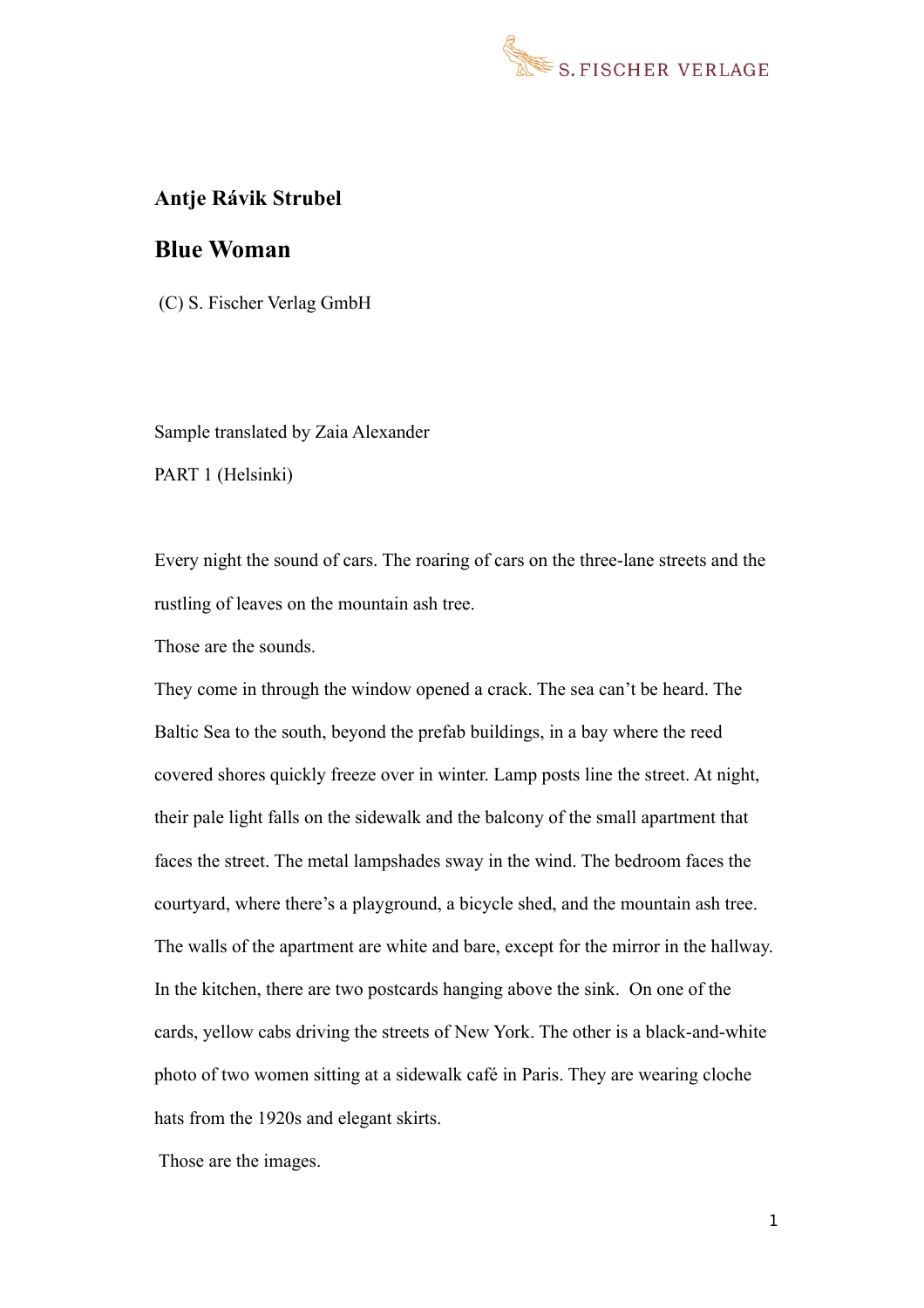S. FISCHER VERLAGE

**Antje Rávik Strubel**

# Blue Woman

(C) S. Fischer Verlag GmbH

Sample translated by Zaia Alexander

PART 1 (Helsinki)

Every night the sound of cars. The roaring of cars on the three-lane streets and the rustling of leaves on the mountain ash tree.

Those are the sounds.

They come in through the window opened a crack. The sea can't be heard. The Baltic Sea to the south, beyond the prefab buildings, in a bay where the reed covered shores quickly freeze over in winter. Lamp posts line the street. At night, their pale light falls on the sidewalk and the balcony of the small apartment that faces the street. The metal lampshades sway in the wind. The bedroom faces the courtyard, where there's a playground, a bicycle shed, and the mountain ash tree. The walls of the apartment are white and bare, except for the mirror in the hallway. In the kitchen, there are two postcards hanging above the sink. On one of the cards, yellow cabs driving the streets of New York. The other is a black-and-white photo of two women sitting at a sidewalk café in Paris. They are wearing cloche hats from the 1920s and elegant skirts.

Those are the images.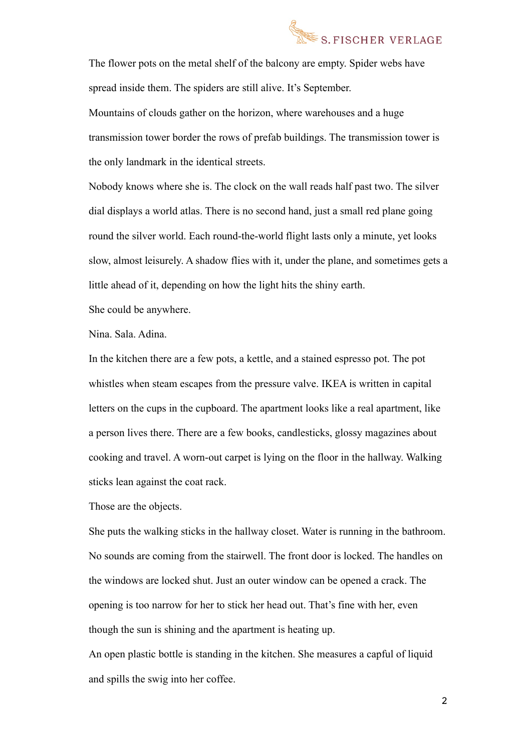The flower pots on the metal shelf of the balcony are empty. Spider webs have spread inside them. The spiders are still alive. It's September.

Mountains of clouds gather on the horizon, where warehouses and a huge transmission tower border the rows of prefab buildings. The transmission tower is the only landmark in the identical streets.

Nobody knows where she is. The clock on the wall reads half past two. The silver dial displays a world atlas. There is no second hand, just a small red plane going round the silver world. Each round-the-world flight lasts only a minute, yet looks slow, almost leisurely. A shadow flies with it, under the plane, and sometimes gets a little ahead of it, depending on how the light hits the shiny earth.

She could be anywhere.

Nina. Sala. Adina.

In the kitchen there are a few pots, a kettle, and a stained espresso pot. The pot whistles when steam escapes from the pressure valve. IKEA is written in capital letters on the cups in the cupboard. The apartment looks like a real apartment, like a person lives there. There are a few books, candlesticks, glossy magazines about cooking and travel. A worn-out carpet is lying on the floor in the hallway. Walking sticks lean against the coat rack.

Those are the objects.

She puts the walking sticks in the hallway closet. Water is running in the bathroom. No sounds are coming from the stairwell. The front door is locked. The handles on the windows are locked shut. Just an outer window can be opened a crack. The opening is too narrow for her to stick her head out. That's fine with her, even though the sun is shining and the apartment is heating up.

An open plastic bottle is standing in the kitchen. She measures a capful of liquid and spills the swig into her coffee.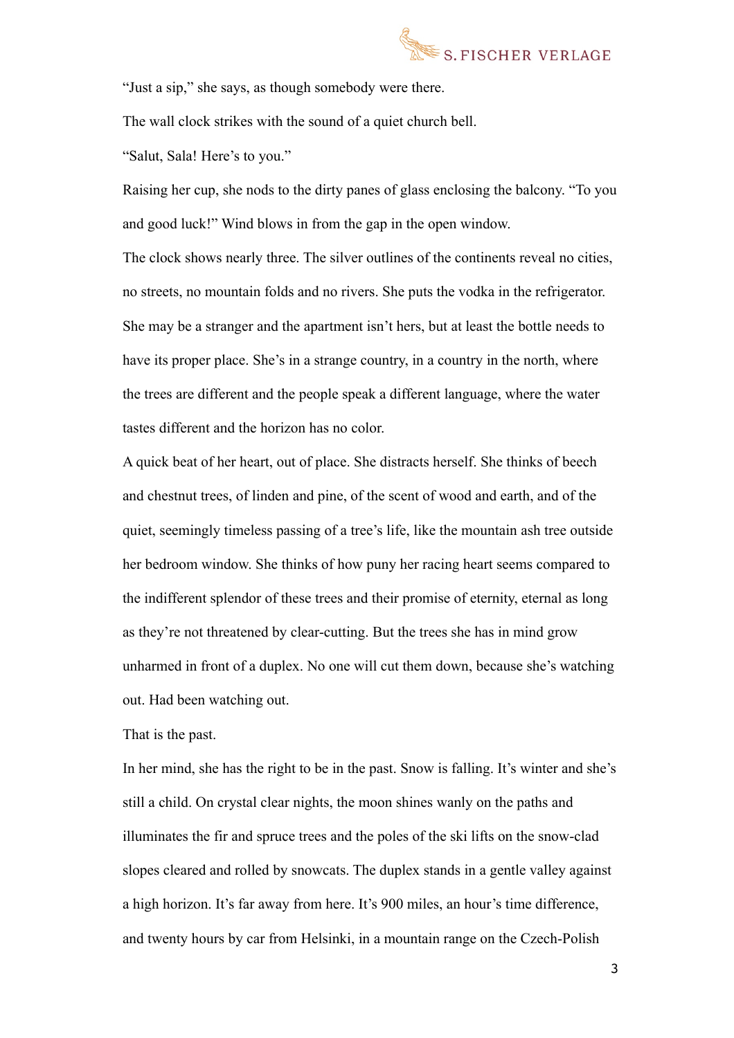"Just a sip," she says, as though somebody were there.

The wall clock strikes with the sound of a quiet church bell.

"Salut, Sala! Here's to you."

Raising her cup, she nods to the dirty panes of glass enclosing the balcony. "To you and good luck!" Wind blows in from the gap in the open window.

The clock shows nearly three. The silver outlines of the continents reveal no cities, no streets, no mountain folds and no rivers. She puts the vodka in the refrigerator. She may be a stranger and the apartment isn't hers, but at least the bottle needs to have its proper place. She's in a strange country, in a country in the north, where the trees are different and the people speak a different language, where the water tastes different and the horizon has no color.

A quick beat of her heart, out of place. She distracts herself. She thinks of beech and chestnut trees, of linden and pine, of the scent of wood and earth, and of the quiet, seemingly timeless passing of a tree's life, like the mountain ash tree outside her bedroom window. She thinks of how puny her racing heart seems compared to the indifferent splendor of these trees and their promise of eternity, eternal as long as they're not threatened by clear-cutting. But the trees she has in mind grow unharmed in front of a duplex. No one will cut them down, because she's watching out. Had been watching out.

That is the past.

In her mind, she has the right to be in the past. Snow is falling. It's winter and she's still a child. On crystal clear nights, the moon shines wanly on the paths and illuminates the fir and spruce trees and the poles of the ski lifts on the snow-clad slopes cleared and rolled by snowcats. The duplex stands in a gentle valley against a high horizon. It's far away from here. It's 900 miles, an hour's time difference, and twenty hours by car from Helsinki, in a mountain range on the Czech-Polish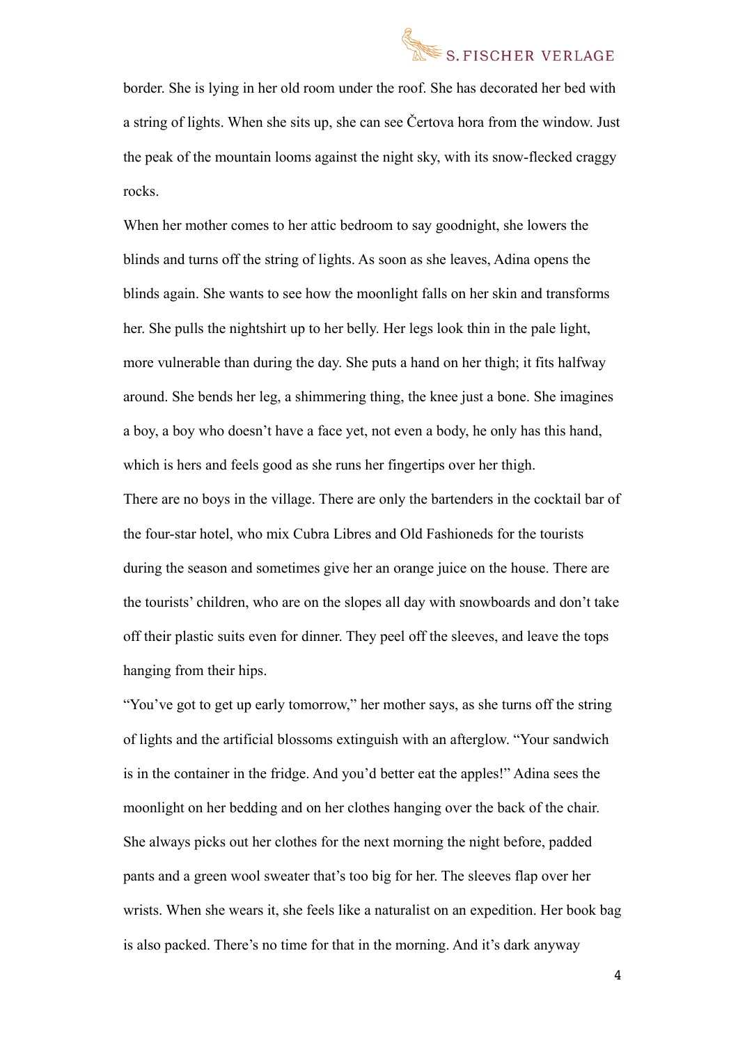border. She is lying in her old room under the roof. She has decorated her bed with a string of lights. When she sits up, she can see Čertova hora from the window. Just the peak of the mountain looms against the night sky, with its snow-flecked craggy rocks.

When her mother comes to her attic bedroom to say goodnight, she lowers the blinds and turns off the string of lights. As soon as she leaves, Adina opens the blinds again. She wants to see how the moonlight falls on her skin and transforms her. She pulls the nightshirt up to her belly. Her legs look thin in the pale light, more vulnerable than during the day. She puts a hand on her thigh; it fits halfway around. She bends her leg, a shimmering thing, the knee just a bone. She imagines a boy, a boy who doesn't have a face yet, not even a body, he only has this hand, which is hers and feels good as she runs her fingertips over her thigh.

There are no boys in the village. There are only the bartenders in the cocktail bar of the four-star hotel, who mix Cubra Libres and Old Fashioneds for the tourists during the season and sometimes give her an orange juice on the house. There are the tourists' children, who are on the slopes all day with snowboards and don't take off their plastic suits even for dinner. They peel off the sleeves, and leave the tops hanging from their hips.

"You've got to get up early tomorrow," her mother says, as she turns off the string of lights and the artificial blossoms extinguish with an afterglow. "Your sandwich is in the container in the fridge. And you'd better eat the apples!" Adina sees the moonlight on her bedding and on her clothes hanging over the back of the chair. She always picks out her clothes for the next morning the night before, padded pants and a green wool sweater that's too big for her. The sleeves flap over her wrists. When she wears it, she feels like a naturalist on an expedition. Her book bag is also packed. There's no time for that in the morning. And it's dark anyway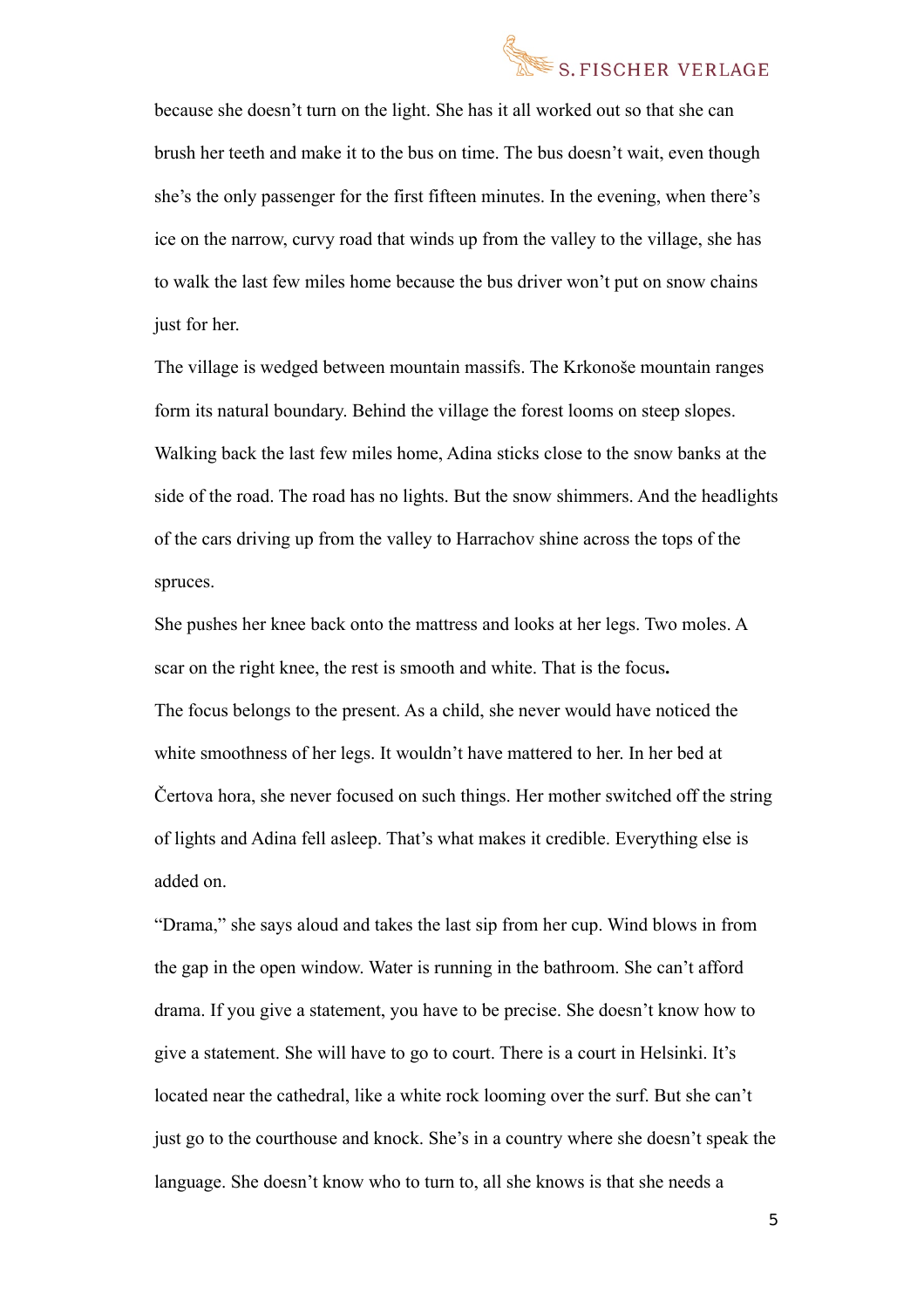because she doesn't turn on the light. She has it all worked out so that she can brush her teeth and make it to the bus on time. The bus doesn't wait, even though she's the only passenger for the first fifteen minutes. In the evening, when there's ice on the narrow, curvy road that winds up from the valley to the village, she has to walk the last few miles home because the bus driver won't put on snow chains just for her.

The village is wedged between mountain massifs. The Krkonoše mountain ranges form its natural boundary. Behind the village the forest looms on steep slopes. Walking back the last few miles home, Adina sticks close to the snow banks at the side of the road. The road has no lights. But the snow shimmers. And the headlights of the cars driving up from the valley to Harrachov shine across the tops of the spruces.

She pushes her knee back onto the mattress and looks at her legs. Two moles. A scar on the right knee, the rest is smooth and white. That is the focus**.**

The focus belongs to the present. As a child, she never would have noticed the white smoothness of her legs. It wouldn't have mattered to her. In her bed at Čertova hora, she never focused on such things. Her mother switched off the string of lights and Adina fell asleep. That's what makes it credible. Everything else is added on.

"Drama," she says aloud and takes the last sip from her cup. Wind blows in from the gap in the open window. Water is running in the bathroom. She can't afford drama. If you give a statement, you have to be precise. She doesn't know how to give a statement. She will have to go to court. There is a court in Helsinki. It's located near the cathedral, like a white rock looming over the surf. But she can't just go to the courthouse and knock. She's in a country where she doesn't speak the language. She doesn't know who to turn to, all she knows is that she needs a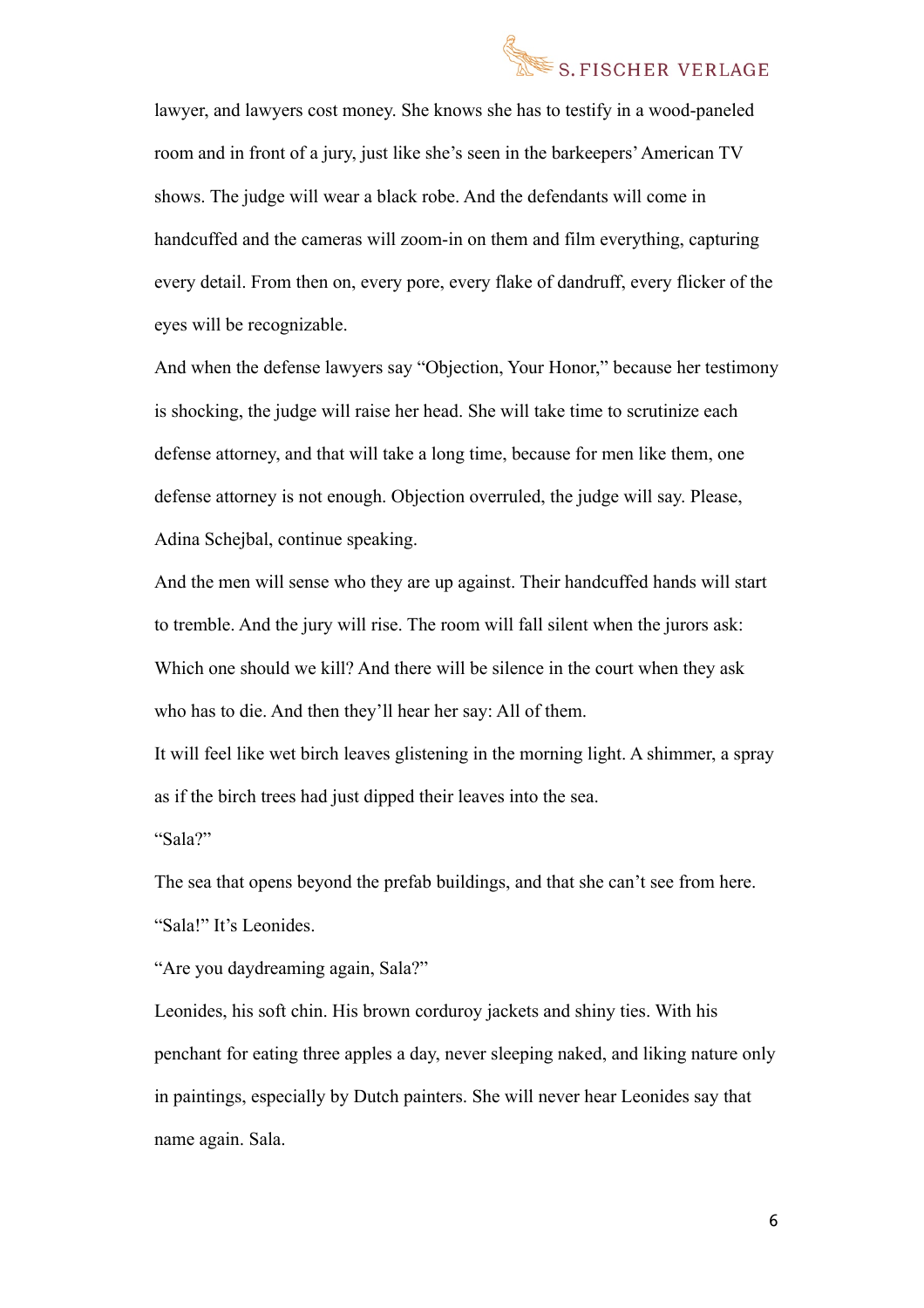lawyer, and lawyers cost money. She knows she has to testify in a wood-paneled room and in front of a jury, just like she's seen in the barkeepers' American TV shows. The judge will wear a black robe. And the defendants will come in handcuffed and the cameras will zoom-in on them and film everything, capturing every detail. From then on, every pore, every flake of dandruff, every flicker of the eyes will be recognizable.

And when the defense lawyers say "Objection, Your Honor," because her testimony is shocking, the judge will raise her head. She will take time to scrutinize each defense attorney, and that will take a long time, because for men like them, one defense attorney is not enough. Objection overruled, the judge will say. Please, Adina Schejbal, continue speaking.

And the men will sense who they are up against. Their handcuffed hands will start to tremble. And the jury will rise. The room will fall silent when the jurors ask: Which one should we kill? And there will be silence in the court when they ask who has to die. And then they'll hear her say: All of them.

It will feel like wet birch leaves glistening in the morning light. A shimmer, a spray as if the birch trees had just dipped their leaves into the sea.

"Sala?"

The sea that opens beyond the prefab buildings, and that she can't see from here.

"Sala!" It's Leonides.

"Are you daydreaming again, Sala?"

Leonides, his soft chin. His brown corduroy jackets and shiny ties. With his penchant for eating three apples a day, never sleeping naked, and liking nature only in paintings, especially by Dutch painters. She will never hear Leonides say that name again. Sala.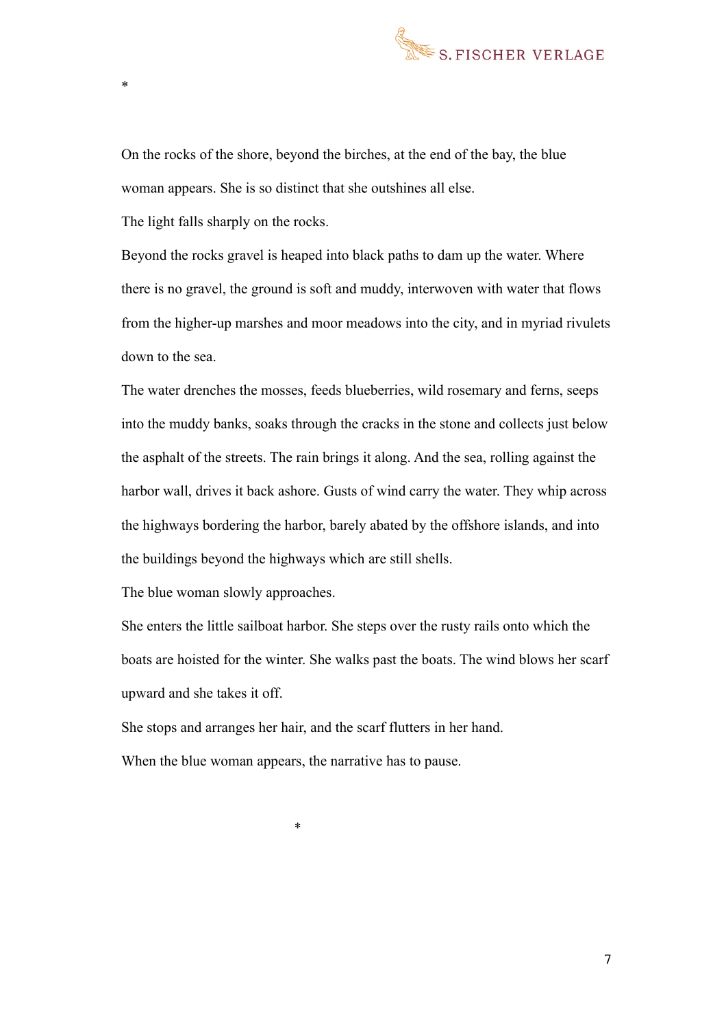*

On the rocks of the shore, beyond the birches, at the end of the bay, the blue woman appears. She is so distinct that she outshines all else.

The light falls sharply on the rocks.

Beyond the rocks gravel is heaped into black paths to dam up the water. Where there is no gravel, the ground is soft and muddy, interwoven with water that flows from the higher-up marshes and moor meadows into the city, and in myriad rivulets down to the sea.

The water drenches the mosses, feeds blueberries, wild rosemary and ferns, seeps into the muddy banks, soaks through the cracks in the stone and collects just below the asphalt of the streets. The rain brings it along. And the sea, rolling against the harbor wall, drives it back ashore. Gusts of wind carry the water. They whip across the highways bordering the harbor, barely abated by the offshore islands, and into the buildings beyond the highways which are still shells.

The blue woman slowly approaches.

She enters the little sailboat harbor. She steps over the rusty rails onto which the boats are hoisted for the winter. She walks past the boats. The wind blows her scarf upward and she takes it off.

She stops and arranges her hair, and the scarf flutters in her hand.

When the blue woman appears, the narrative has to pause.

*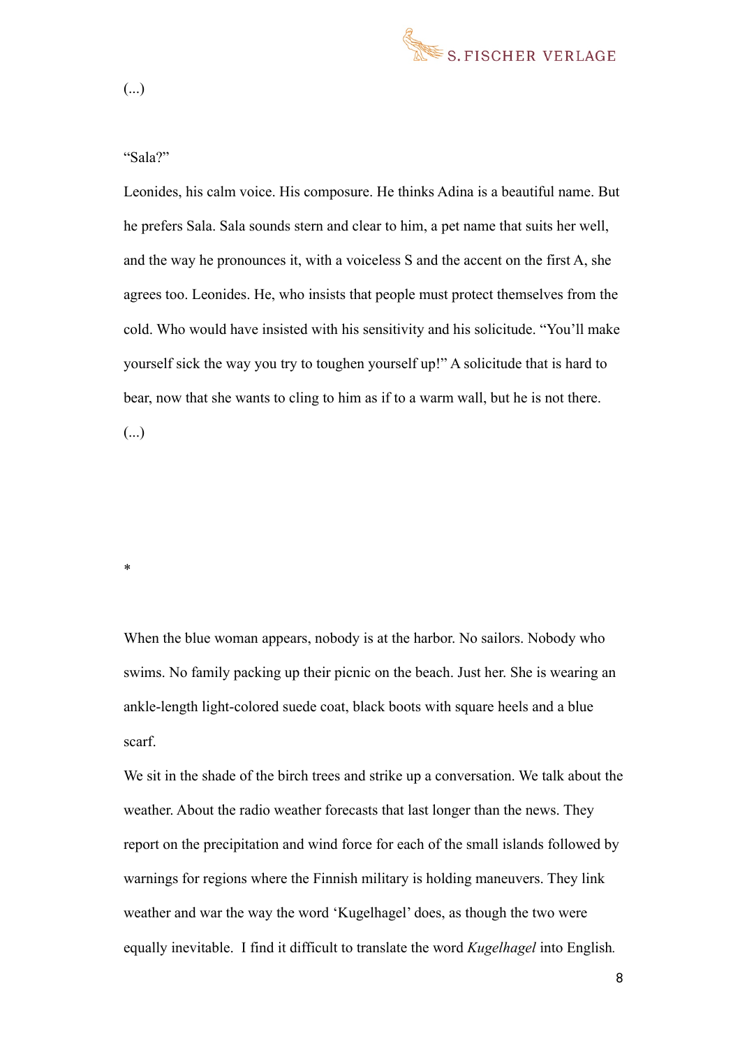(...)

“Sala?”

Leonides, his calm voice. His composure. He thinks Adina is a beautiful name. But he prefers Sala. Sala sounds stern and clear to him, a pet name that suits her well, and the way he pronounces it, with a voiceless S and the accent on the first A, she agrees too. Leonides. He, who insists that people must protect themselves from the cold. Who would have insisted with his sensitivity and his solicitude. “You’ll make yourself sick the way you try to toughen yourself up!” A solicitude that is hard to bear, now that she wants to cling to him as if to a warm wall, but he is not there.

(...)

*

When the blue woman appears, nobody is at the harbor. No sailors. Nobody who swims. No family packing up their picnic on the beach. Just her. She is wearing an ankle-length light-colored suede coat, black boots with square heels and a blue scarf.

We sit in the shade of the birch trees and strike up a conversation. We talk about the weather. About the radio weather forecasts that last longer than the news. They report on the precipitation and wind force for each of the small islands followed by warnings for regions where the Finnish military is holding maneuvers. They link weather and war the way the word ‘Kugelhagel’ does, as though the two were equally inevitable. I find it difficult to translate the word *Kugelhagel* into English.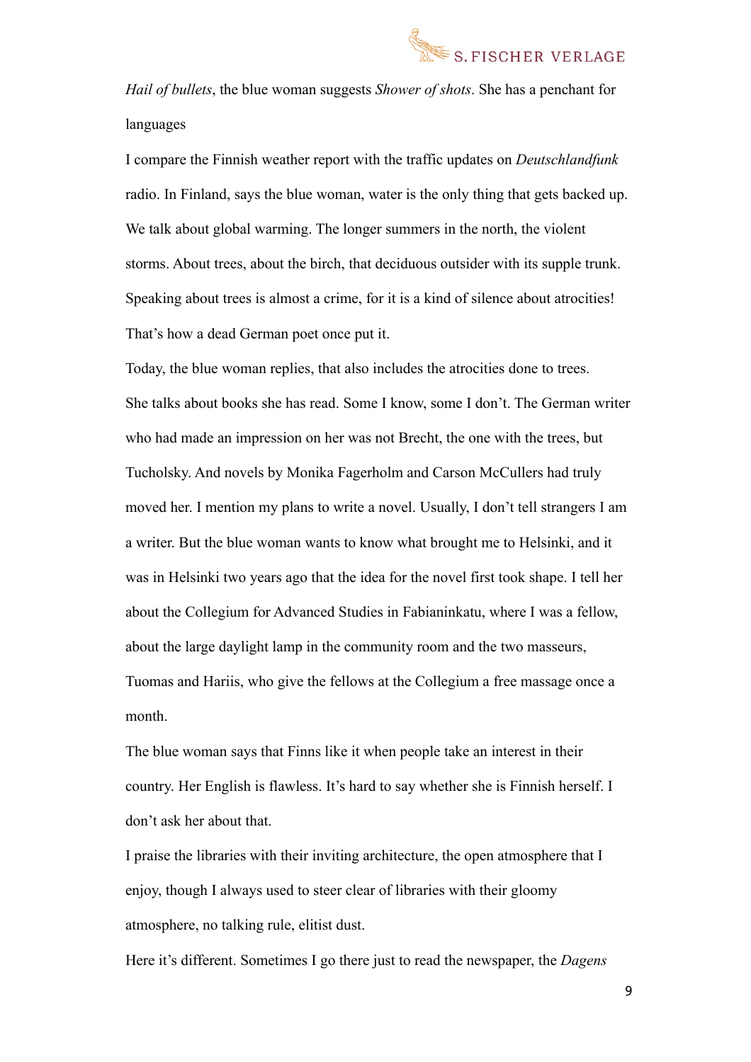*Hail of bullets*, the blue woman suggests *Shower of shots*. She has a penchant for languages

I compare the Finnish weather report with the traffic updates on *Deutschlandfunk* radio. In Finland, says the blue woman, water is the only thing that gets backed up.

We talk about global warming. The longer summers in the north, the violent storms. About trees, about the birch, that deciduous outsider with its supple trunk.

Speaking about trees is almost a crime, for it is a kind of silence about atrocities! That's how a dead German poet once put it.

Today, the blue woman replies, that also includes the atrocities done to trees.

She talks about books she has read. Some I know, some I don't. The German writer who had made an impression on her was not Brecht, the one with the trees, but Tucholsky. And novels by Monika Fagerholm and Carson McCullers had truly moved her. I mention my plans to write a novel. Usually, I don't tell strangers I am a writer. But the blue woman wants to know what brought me to Helsinki, and it was in Helsinki two years ago that the idea for the novel first took shape. I tell her about the Collegium for Advanced Studies in Fabianinkatu, where I was a fellow, about the large daylight lamp in the community room and the two masseurs, Tuomas and Hariis, who give the fellows at the Collegium a free massage once a month.

The blue woman says that Finns like it when people take an interest in their country. Her English is flawless. It's hard to say whether she is Finnish herself. I don't ask her about that.

I praise the libraries with their inviting architecture, the open atmosphere that I enjoy, though I always used to steer clear of libraries with their gloomy atmosphere, no talking rule, elitist dust.

Here it's different. Sometimes I go there just to read the newspaper, the *Dagens*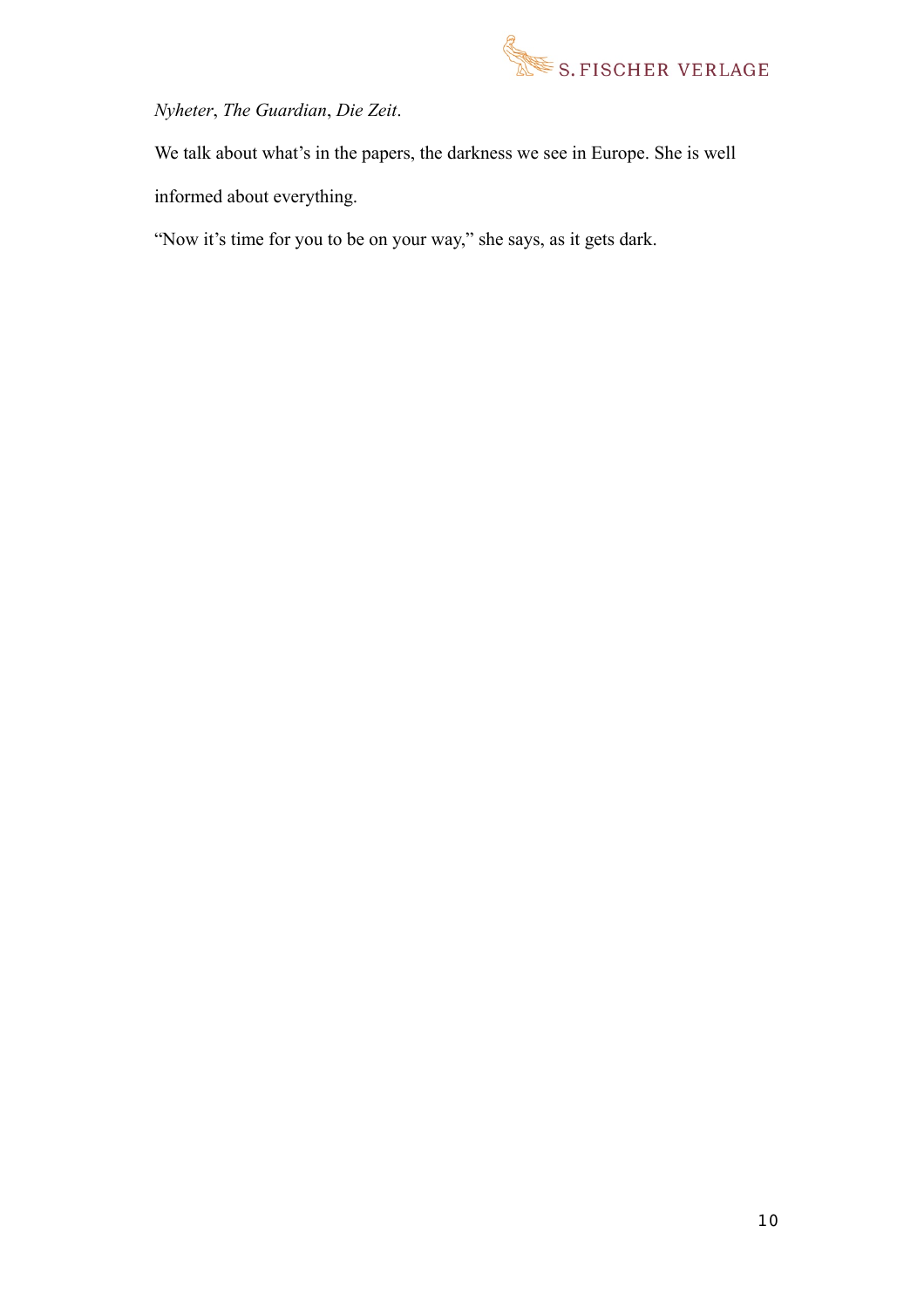*Nyheter*, *The Guardian*, *Die Zeit*.

We talk about what's in the papers, the darkness we see in Europe. She is well informed about everything.

"Now it's time for you to be on your way," she says, as it gets dark.